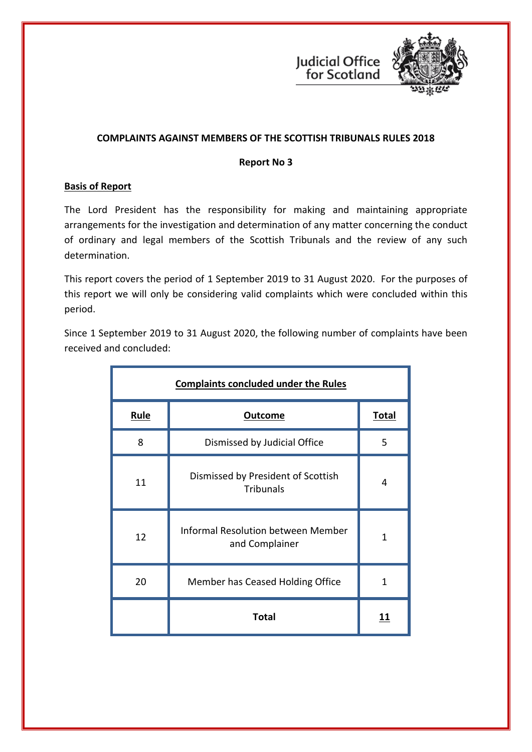Judicial Office for Scotland

**COMPLAINTS AGAINST MEMBERS OF THE SCOTTISH TRIBUNALS RULES 2018**

**Report No 3**

## Basis of Report

The Lord President has the responsibility for making and maintaining appropriate arrangements for the investigation and determination of any matter concerning the conduct of ordinary and legal members of the Scottish Tribunals and the review of any such determination.

This report covers the period of 1 September 2019 to 31 August 2020. For the purposes of this report we will only be considering valid complaints which were concluded within this period.

Since 1 September 2019 to 31 August 2020, the following number of complaints have been received and concluded:

| **Complaints concluded under the Rules** | | |
|---|---|---|
| **Rule** | **Outcome** | **Total** |
| 8 | Dismissed by Judicial Office | 5 |
| 11 | Dismissed by President of Scottish Tribunals | 4 |
| 12 | Informal Resolution between Member and Complainer | 1 |
| 20 | Member has Ceased Holding Office | 1 |
| | **Total** | **11** |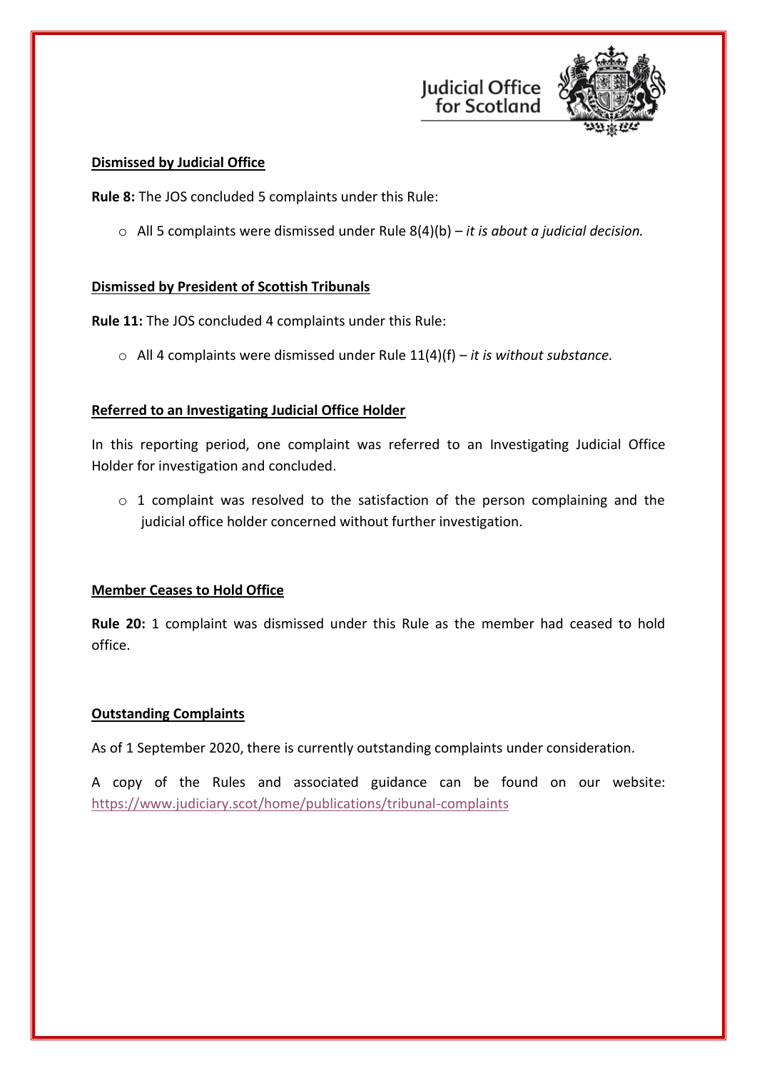**Dismissed by Judicial Office**

**Rule 8:** The JOS concluded 5 complaints under this Rule:

- All 5 complaints were dismissed under Rule 8(4)(b) – *it is about a judicial decision.*

**Dismissed by President of Scottish Tribunals**

**Rule 11:** The JOS concluded 4 complaints under this Rule:

- All 4 complaints were dismissed under Rule 11(4)(f) – *it is without substance.*

**Referred to an Investigating Judicial Office Holder**

In this reporting period, one complaint was referred to an Investigating Judicial Office Holder for investigation and concluded.

- 1 complaint was resolved to the satisfaction of the person complaining and the judicial office holder concerned without further investigation.

**Member Ceases to Hold Office**

**Rule 20:** 1 complaint was dismissed under this Rule as the member had ceased to hold office.

**Outstanding Complaints**

As of 1 September 2020, there is currently outstanding complaints under consideration.

A copy of the Rules and associated guidance can be found on our website: https://www.judiciary.scot/home/publications/tribunal-complaints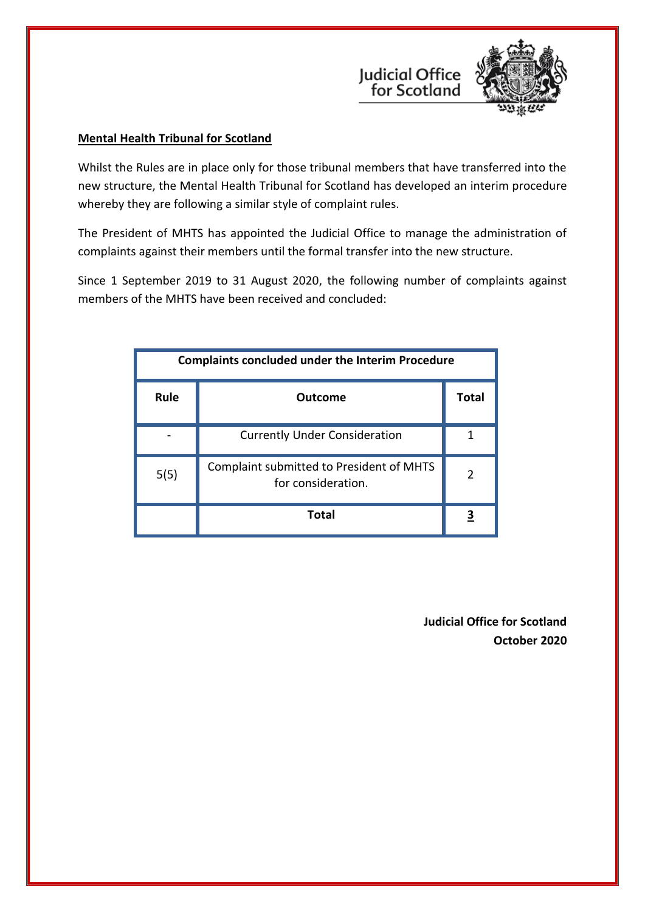**Mental Health Tribunal for Scotland**

Whilst the Rules are in place only for those tribunal members that have transferred into the new structure, the Mental Health Tribunal for Scotland has developed an interim procedure whereby they are following a similar style of complaint rules.

The President of MHTS has appointed the Judicial Office to manage the administration of complaints against their members until the formal transfer into the new structure.

Since 1 September 2019 to 31 August 2020, the following number of complaints against members of the MHTS have been received and concluded:

| Complaints concluded under the Interim Procedure | | |
|---|---|---|
| **Rule** | **Outcome** | **Total** |
| - | Currently Under Consideration | 1 |
| 5(5) | Complaint submitted to President of MHTS for consideration. | 2 |
| | **Total** | **3** |

**Judicial Office for Scotland**
**October 2020**